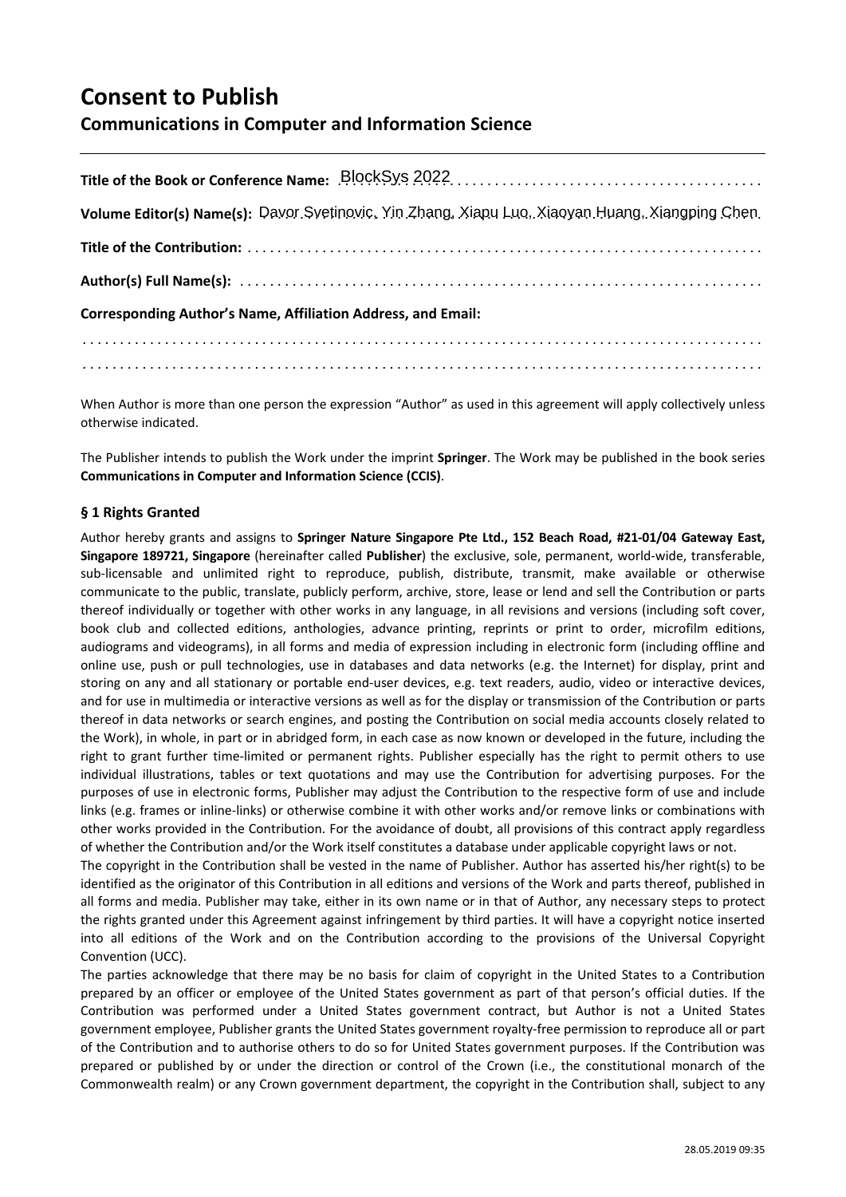# Consent to Publish

## Communications in Computer and Information Science

**Title of the Book or Conference Name:** BlockSys 2022 . . . . . . . . . . . . . . . . . . . . . . . . . . . . . . . . . . . . . . . .

**Volume Editor(s) Name(s):** Davor Svetinovic, Yin Zhang, Xiapu Luo, Xiaoyan Huang, Xiangping Chen

**Title of the Contribution:** . . . . . . . . . . . . . . . . . . . . . . . . . . . . . . . . . . . . . . . . . . . . . . . . . . . . . . . . . . . . . . . . .

**Author(s) Full Name(s):** . . . . . . . . . . . . . . . . . . . . . . . . . . . . . . . . . . . . . . . . . . . . . . . . . . . . . . . . . . . . . . . . . .

**Corresponding Author's Name, Affiliation Address, and Email:**

. . . . . . . . . . . . . . . . . . . . . . . . . . . . . . . . . . . . . . . . . . . . . . . . . . . . . . . . . . . . . . . . . . . . . . . . . . . . . . . . . . . . . . . . .

. . . . . . . . . . . . . . . . . . . . . . . . . . . . . . . . . . . . . . . . . . . . . . . . . . . . . . . . . . . . . . . . . . . . . . . . . . . . . . . . . . . . . . . . .

When Author is more than one person the expression "Author" as used in this agreement will apply collectively unless otherwise indicated.

The Publisher intends to publish the Work under the imprint **Springer**. The Work may be published in the book series **Communications in Computer and Information Science (CCIS)**.

### § 1 Rights Granted

Author hereby grants and assigns to **Springer Nature Singapore Pte Ltd., 152 Beach Road, #21-01/04 Gateway East, Singapore 189721, Singapore** (hereinafter called **Publisher**) the exclusive, sole, permanent, world-wide, transferable, sub-licensable and unlimited right to reproduce, publish, distribute, transmit, make available or otherwise communicate to the public, translate, publicly perform, archive, store, lease or lend and sell the Contribution or parts thereof individually or together with other works in any language, in all revisions and versions (including soft cover, book club and collected editions, anthologies, advance printing, reprints or print to order, microfilm editions, audiograms and videograms), in all forms and media of expression including in electronic form (including offline and online use, push or pull technologies, use in databases and data networks (e.g. the Internet) for display, print and storing on any and all stationary or portable end-user devices, e.g. text readers, audio, video or interactive devices, and for use in multimedia or interactive versions as well as for the display or transmission of the Contribution or parts thereof in data networks or search engines, and posting the Contribution on social media accounts closely related to the Work), in whole, in part or in abridged form, in each case as now known or developed in the future, including the right to grant further time-limited or permanent rights. Publisher especially has the right to permit others to use individual illustrations, tables or text quotations and may use the Contribution for advertising purposes. For the purposes of use in electronic forms, Publisher may adjust the Contribution to the respective form of use and include links (e.g. frames or inline-links) or otherwise combine it with other works and/or remove links or combinations with other works provided in the Contribution. For the avoidance of doubt, all provisions of this contract apply regardless of whether the Contribution and/or the Work itself constitutes a database under applicable copyright laws or not.

The copyright in the Contribution shall be vested in the name of Publisher. Author has asserted his/her right(s) to be identified as the originator of this Contribution in all editions and versions of the Work and parts thereof, published in all forms and media. Publisher may take, either in its own name or in that of Author, any necessary steps to protect the rights granted under this Agreement against infringement by third parties. It will have a copyright notice inserted into all editions of the Work and on the Contribution according to the provisions of the Universal Copyright Convention (UCC).

The parties acknowledge that there may be no basis for claim of copyright in the United States to a Contribution prepared by an officer or employee of the United States government as part of that person's official duties. If the Contribution was performed under a United States government contract, but Author is not a United States government employee, Publisher grants the United States government royalty-free permission to reproduce all or part of the Contribution and to authorise others to do so for United States government purposes. If the Contribution was prepared or published by or under the direction or control of the Crown (i.e., the constitutional monarch of the Commonwealth realm) or any Crown government department, the copyright in the Contribution shall, subject to any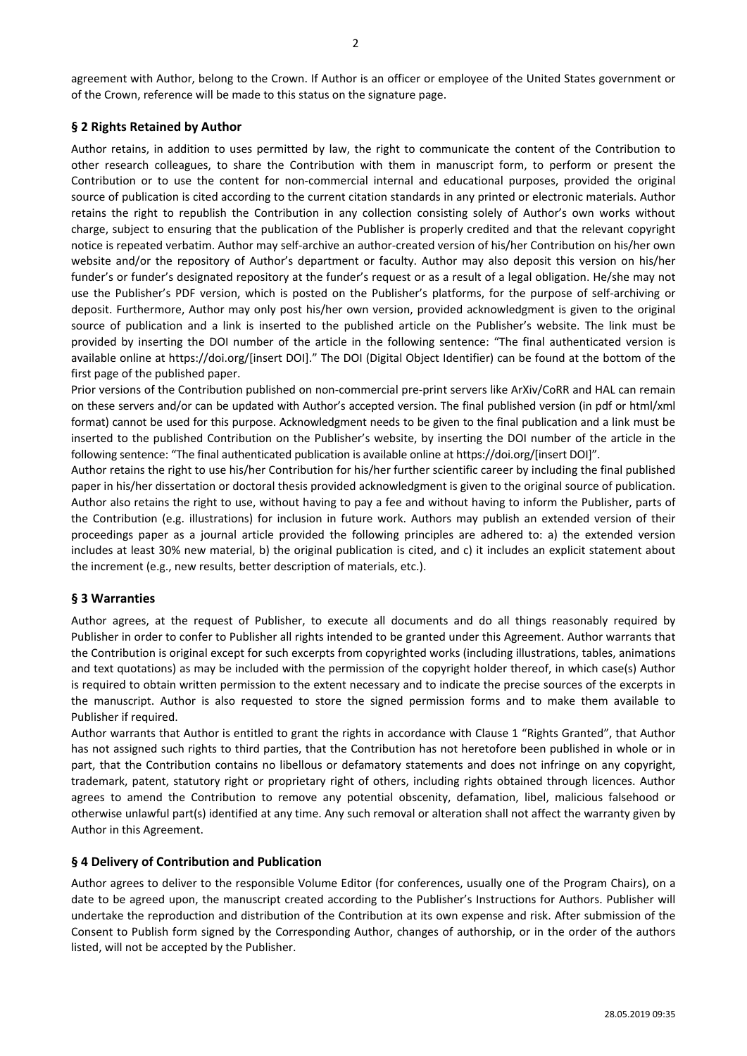agreement with Author, belong to the Crown. If Author is an officer or employee of the United States government or of the Crown, reference will be made to this status on the signature page.

## § 2 Rights Retained by Author

Author retains, in addition to uses permitted by law, the right to communicate the content of the Contribution to other research colleagues, to share the Contribution with them in manuscript form, to perform or present the Contribution or to use the content for non-commercial internal and educational purposes, provided the original source of publication is cited according to the current citation standards in any printed or electronic materials. Author retains the right to republish the Contribution in any collection consisting solely of Author's own works without charge, subject to ensuring that the publication of the Publisher is properly credited and that the relevant copyright notice is repeated verbatim. Author may self-archive an author-created version of his/her Contribution on his/her own website and/or the repository of Author's department or faculty. Author may also deposit this version on his/her funder's or funder's designated repository at the funder's request or as a result of a legal obligation. He/she may not use the Publisher's PDF version, which is posted on the Publisher's platforms, for the purpose of self-archiving or deposit. Furthermore, Author may only post his/her own version, provided acknowledgment is given to the original source of publication and a link is inserted to the published article on the Publisher's website. The link must be provided by inserting the DOI number of the article in the following sentence: "The final authenticated version is available online at https://doi.org/[insert DOI]." The DOI (Digital Object Identifier) can be found at the bottom of the first page of the published paper.

Prior versions of the Contribution published on non-commercial pre-print servers like ArXiv/CoRR and HAL can remain on these servers and/or can be updated with Author's accepted version. The final published version (in pdf or html/xml format) cannot be used for this purpose. Acknowledgment needs to be given to the final publication and a link must be inserted to the published Contribution on the Publisher's website, by inserting the DOI number of the article in the following sentence: "The final authenticated publication is available online at https://doi.org/[insert DOI]".

Author retains the right to use his/her Contribution for his/her further scientific career by including the final published paper in his/her dissertation or doctoral thesis provided acknowledgment is given to the original source of publication. Author also retains the right to use, without having to pay a fee and without having to inform the Publisher, parts of the Contribution (e.g. illustrations) for inclusion in future work. Authors may publish an extended version of their proceedings paper as a journal article provided the following principles are adhered to: a) the extended version includes at least 30% new material, b) the original publication is cited, and c) it includes an explicit statement about the increment (e.g., new results, better description of materials, etc.).

## § 3 Warranties

Author agrees, at the request of Publisher, to execute all documents and do all things reasonably required by Publisher in order to confer to Publisher all rights intended to be granted under this Agreement. Author warrants that the Contribution is original except for such excerpts from copyrighted works (including illustrations, tables, animations and text quotations) as may be included with the permission of the copyright holder thereof, in which case(s) Author is required to obtain written permission to the extent necessary and to indicate the precise sources of the excerpts in the manuscript. Author is also requested to store the signed permission forms and to make them available to Publisher if required.

Author warrants that Author is entitled to grant the rights in accordance with Clause 1 "Rights Granted", that Author has not assigned such rights to third parties, that the Contribution has not heretofore been published in whole or in part, that the Contribution contains no libellous or defamatory statements and does not infringe on any copyright, trademark, patent, statutory right or proprietary right of others, including rights obtained through licences. Author agrees to amend the Contribution to remove any potential obscenity, defamation, libel, malicious falsehood or otherwise unlawful part(s) identified at any time. Any such removal or alteration shall not affect the warranty given by Author in this Agreement.

## § 4 Delivery of Contribution and Publication

Author agrees to deliver to the responsible Volume Editor (for conferences, usually one of the Program Chairs), on a date to be agreed upon, the manuscript created according to the Publisher's Instructions for Authors. Publisher will undertake the reproduction and distribution of the Contribution at its own expense and risk. After submission of the Consent to Publish form signed by the Corresponding Author, changes of authorship, or in the order of the authors listed, will not be accepted by the Publisher.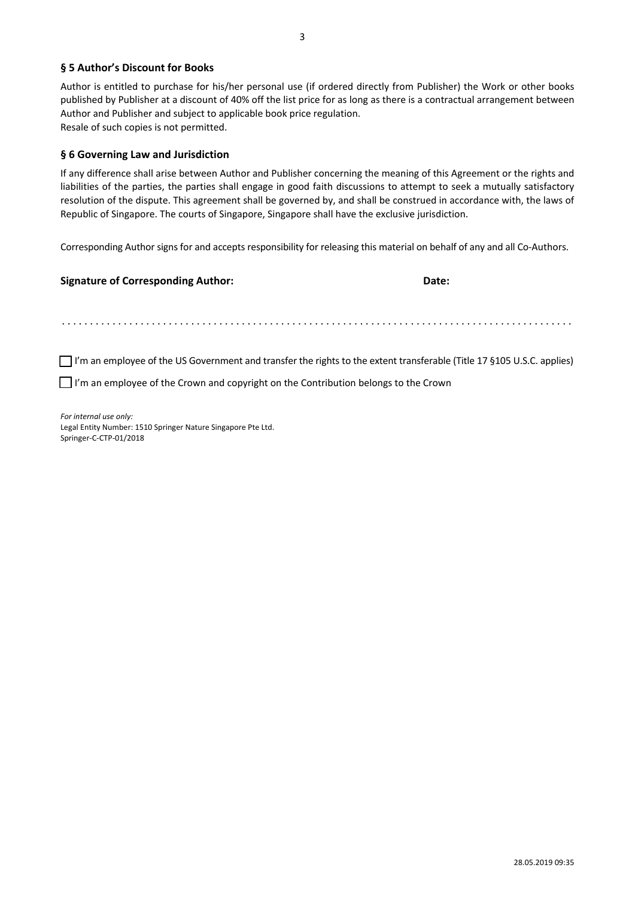## § 5 Author's Discount for Books

Author is entitled to purchase for his/her personal use (if ordered directly from Publisher) the Work or other books published by Publisher at a discount of 40% off the list price for as long as there is a contractual arrangement between Author and Publisher and subject to applicable book price regulation.
Resale of such copies is not permitted.

## § 6 Governing Law and Jurisdiction

If any difference shall arise between Author and Publisher concerning the meaning of this Agreement or the rights and liabilities of the parties, the parties shall engage in good faith discussions to attempt to seek a mutually satisfactory resolution of the dispute. This agreement shall be governed by, and shall be construed in accordance with, the laws of Republic of Singapore. The courts of Singapore, Singapore shall have the exclusive jurisdiction.

Corresponding Author signs for and accepts responsibility for releasing this material on behalf of any and all Co-Authors.

**Signature of Corresponding Author:** **Date:**

. . . . . . . . . . . . . . . . . . . . . . . . . . . . . . . . . . . . . . . . . . . . . . . . . . . . . . . . . . . . . . . . . . . . . . . . . . . . . . . . . . . . .

☐ I'm an employee of the US Government and transfer the rights to the extent transferable (Title 17 §105 U.S.C. applies)

☐ I'm an employee of the Crown and copyright on the Contribution belongs to the Crown

*For internal use only:*
Legal Entity Number: 1510 Springer Nature Singapore Pte Ltd.
Springer-C-CTP-01/2018

28.05.2019 09:35